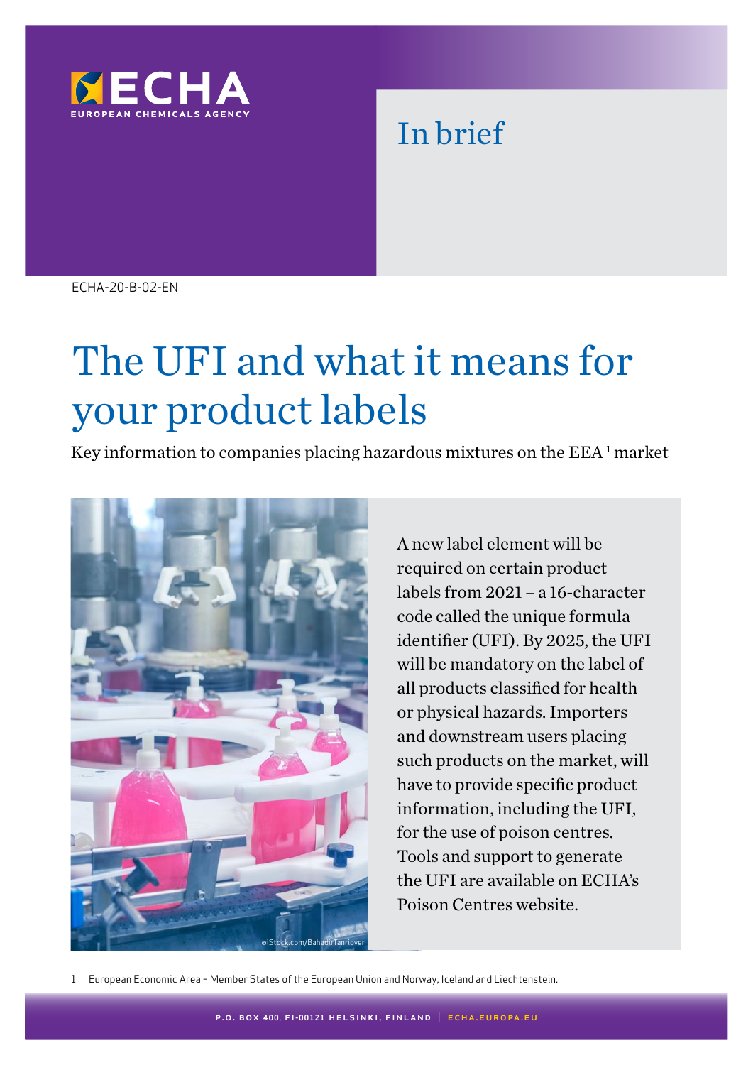ECHA
EUROPEAN CHEMICALS AGENCY

In brief

ECHA-20-B-02-EN

# The UFI and what it means for your product labels

Key information to companies placing hazardous mixtures on the EEA [1] market

©iStock.com/BahadirTanriover

A new label element will be required on certain product labels from 2021 – a 16-character code called the unique formula identifier (UFI). By 2025, the UFI will be mandatory on the label of all products classified for health or physical hazards. Importers and downstream users placing such products on the market, will have to provide specific product information, including the UFI, for the use of poison centres. Tools and support to generate the UFI are available on ECHA's Poison Centres website.

1 European Economic Area – Member States of the European Union and Norway, Iceland and Liechtenstein.

P.O. BOX 400, FI-00121 HELSINKI, FINLAND | ECHA.EUROPA.EU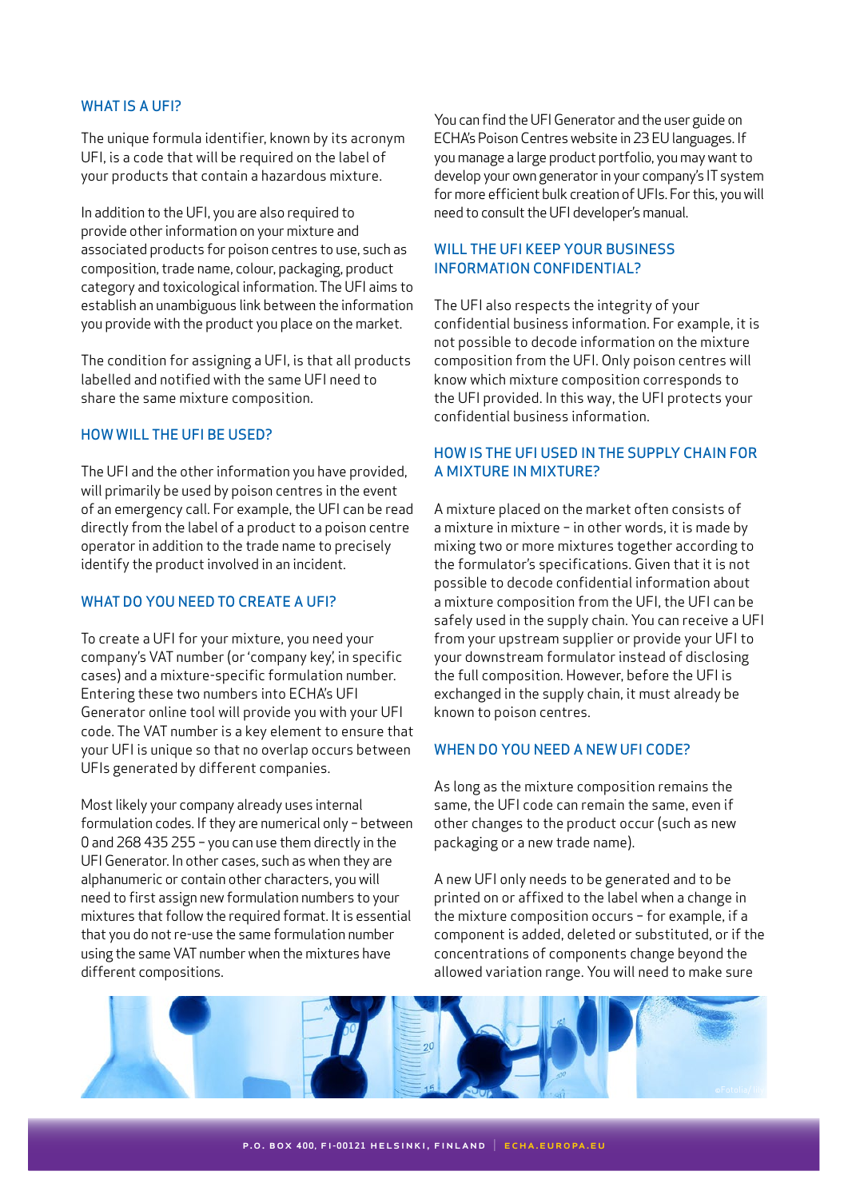## WHAT IS A UFI?

The unique formula identifier, known by its acronym UFI, is a code that will be required on the label of your products that contain a hazardous mixture.

In addition to the UFI, you are also required to provide other information on your mixture and associated products for poison centres to use, such as composition, trade name, colour, packaging, product category and toxicological information. The UFI aims to establish an unambiguous link between the information you provide with the product you place on the market.

The condition for assigning a UFI, is that all products labelled and notified with the same UFI need to share the same mixture composition.

## HOW WILL THE UFI BE USED?

The UFI and the other information you have provided, will primarily be used by poison centres in the event of an emergency call. For example, the UFI can be read directly from the label of a product to a poison centre operator in addition to the trade name to precisely identify the product involved in an incident.

## WHAT DO YOU NEED TO CREATE A UFI?

To create a UFI for your mixture, you need your company's VAT number (or 'company key', in specific cases) and a mixture-specific formulation number. Entering these two numbers into ECHA's UFI Generator online tool will provide you with your UFI code. The VAT number is a key element to ensure that your UFI is unique so that no overlap occurs between UFIs generated by different companies.

Most likely your company already uses internal formulation codes. If they are numerical only – between 0 and 268 435 255 – you can use them directly in the UFI Generator. In other cases, such as when they are alphanumeric or contain other characters, you will need to first assign new formulation numbers to your mixtures that follow the required format. It is essential that you do not re-use the same formulation number using the same VAT number when the mixtures have different compositions.

You can find the UFI Generator and the user guide on ECHA's Poison Centres website in 23 EU languages. If you manage a large product portfolio, you may want to develop your own generator in your company's IT system for more efficient bulk creation of UFIs. For this, you will need to consult the UFI developer's manual.

## WILL THE UFI KEEP YOUR BUSINESS INFORMATION CONFIDENTIAL?

The UFI also respects the integrity of your confidential business information. For example, it is not possible to decode information on the mixture composition from the UFI. Only poison centres will know which mixture composition corresponds to the UFI provided. In this way, the UFI protects your confidential business information.

## HOW IS THE UFI USED IN THE SUPPLY CHAIN FOR A MIXTURE IN MIXTURE?

A mixture placed on the market often consists of a mixture in mixture – in other words, it is made by mixing two or more mixtures together according to the formulator's specifications. Given that it is not possible to decode confidential information about a mixture composition from the UFI, the UFI can be safely used in the supply chain. You can receive a UFI from your upstream supplier or provide your UFI to your downstream formulator instead of disclosing the full composition. However, before the UFI is exchanged in the supply chain, it must already be known to poison centres.

## WHEN DO YOU NEED A NEW UFI CODE?

As long as the mixture composition remains the same, the UFI code can remain the same, even if other changes to the product occur (such as new packaging or a new trade name).

A new UFI only needs to be generated and to be printed on or affixed to the label when a change in the mixture composition occurs – for example, if a component is added, deleted or substituted, or if the concentrations of components change beyond the allowed variation range. You will need to make sure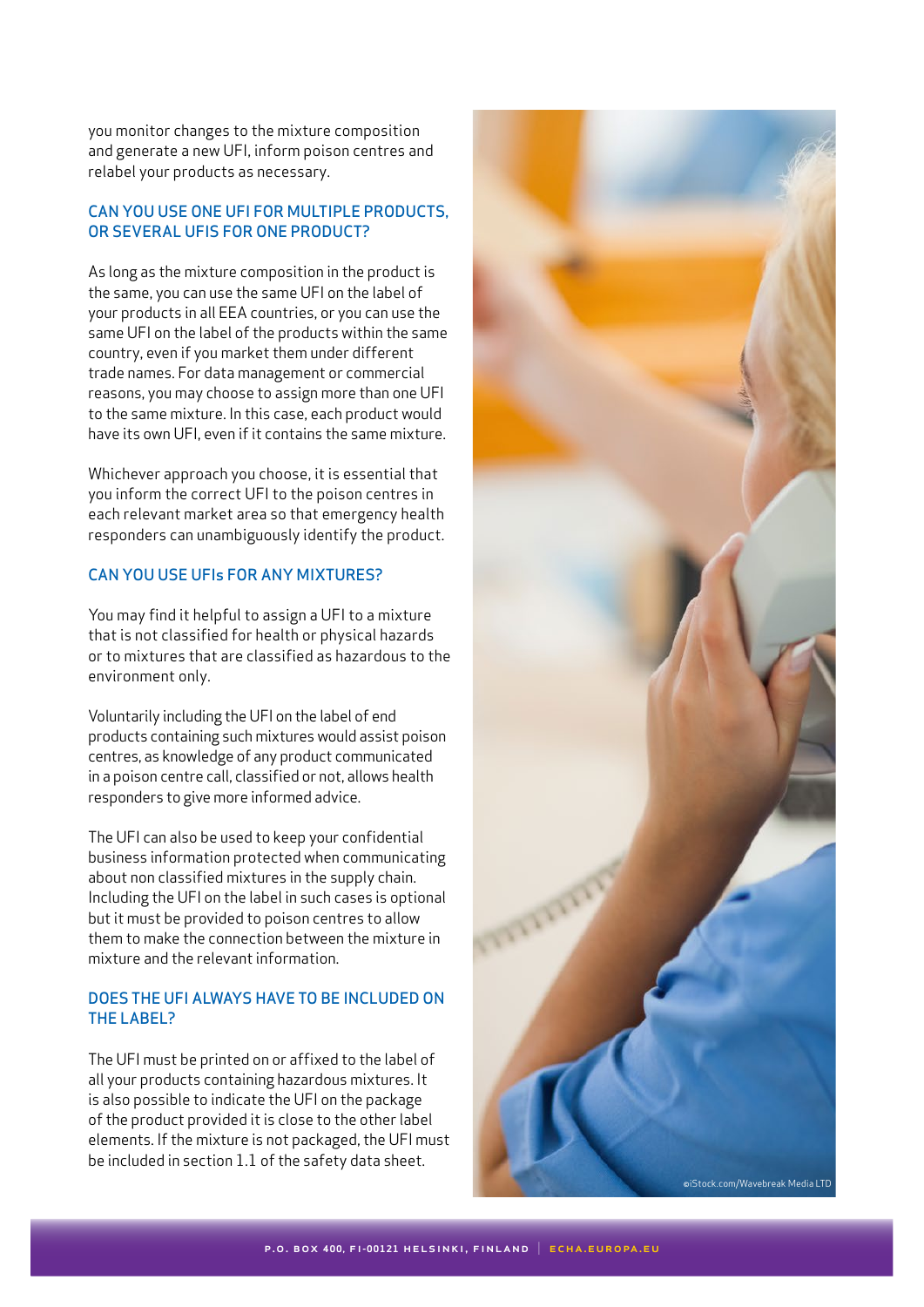you monitor changes to the mixture composition and generate a new UFI, inform poison centres and relabel your products as necessary.

## CAN YOU USE ONE UFI FOR MULTIPLE PRODUCTS, OR SEVERAL UFIS FOR ONE PRODUCT?

As long as the mixture composition in the product is the same, you can use the same UFI on the label of your products in all EEA countries, or you can use the same UFI on the label of the products within the same country, even if you market them under different trade names. For data management or commercial reasons, you may choose to assign more than one UFI to the same mixture. In this case, each product would have its own UFI, even if it contains the same mixture.

Whichever approach you choose, it is essential that you inform the correct UFI to the poison centres in each relevant market area so that emergency health responders can unambiguously identify the product.

## CAN YOU USE UFIs FOR ANY MIXTURES?

You may find it helpful to assign a UFI to a mixture that is not classified for health or physical hazards or to mixtures that are classified as hazardous to the environment only.

Voluntarily including the UFI on the label of end products containing such mixtures would assist poison centres, as knowledge of any product communicated in a poison centre call, classified or not, allows health responders to give more informed advice.

The UFI can also be used to keep your confidential business information protected when communicating about non classified mixtures in the supply chain. Including the UFI on the label in such cases is optional but it must be provided to poison centres to allow them to make the connection between the mixture in mixture and the relevant information.

## DOES THE UFI ALWAYS HAVE TO BE INCLUDED ON THE LABEL?

The UFI must be printed on or affixed to the label of all your products containing hazardous mixtures. It is also possible to indicate the UFI on the package of the product provided it is close to the other label elements. If the mixture is not packaged, the UFI must be included in section 1.1 of the safety data sheet.

©iStock.com/Wavebreak Media LTD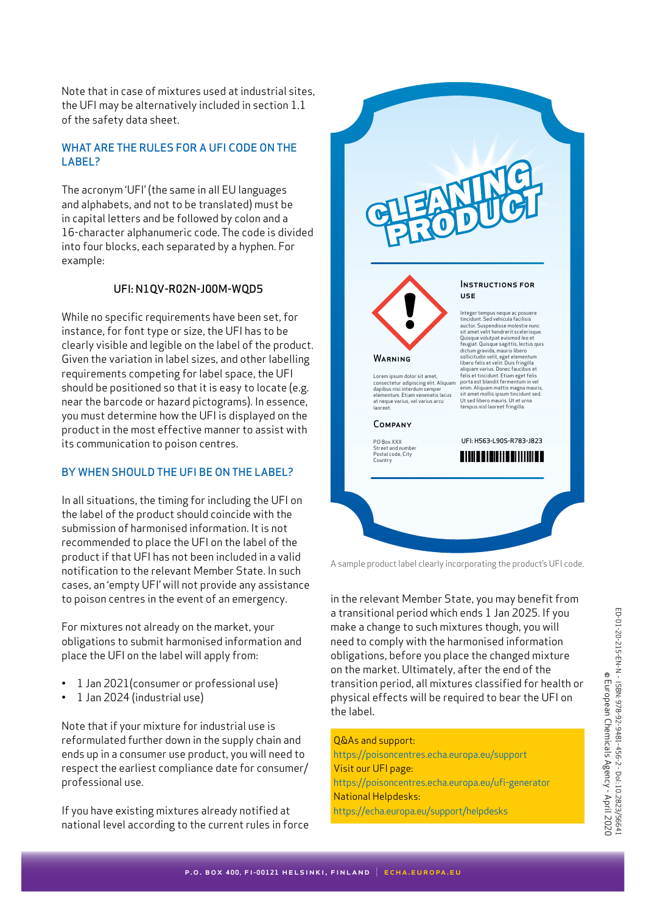Note that in case of mixtures used at industrial sites, the UFI may be alternatively included in section 1.1 of the safety data sheet.

## WHAT ARE THE RULES FOR A UFI CODE ON THE LABEL?

The acronym 'UFI' (the same in all EU languages and alphabets, and not to be translated) must be in capital letters and be followed by colon and a 16-character alphanumeric code. The code is divided into four blocks, each separated by a hyphen. For example:

UFI: N1QV-R02N-J00M-WQD5

While no specific requirements have been set, for instance, for font type or size, the UFI has to be clearly visible and legible on the label of the product. Given the variation in label sizes, and other labelling requirements competing for label space, the UFI should be positioned so that it is easy to locate (e.g. near the barcode or hazard pictograms). In essence, you must determine how the UFI is displayed on the product in the most effective manner to assist with its communication to poison centres.

## BY WHEN SHOULD THE UFI BE ON THE LABEL?

In all situations, the timing for including the UFI on the label of the product should coincide with the submission of harmonised information. It is not recommended to place the UFI on the label of the product if that UFI has not been included in a valid notification to the relevant Member State. In such cases, an 'empty UFI' will not provide any assistance to poison centres in the event of an emergency.

For mixtures not already on the market, your obligations to submit harmonised information and place the UFI on the label will apply from:

- 1 Jan 2021(consumer or professional use)
- 1 Jan 2024 (industrial use)

Note that if your mixture for industrial use is reformulated further down in the supply chain and ends up in a consumer use product, you will need to respect the earliest compliance date for consumer/ professional use.

If you have existing mixtures already notified at national level according to the current rules in force in the relevant Member State, you may benefit from a transitional period which ends 1 Jan 2025. If you make a change to such mixtures though, you will need to comply with the harmonised information obligations, before you place the changed mixture on the market. Ultimately, after the end of the transition period, all mixtures classified for health or physical effects will be required to bear the UFI on the label.

CLEANING PRODUCT

WARNING

Lorem ipsum dolor sit amet, consectetur adipiscing elit. Aliquam dapibus nisi interdum semper elementum. Etiam venenatis lacus at neque varius, vel varius arcu laoreet.

INSTRUCTIONS FOR USE

Integer tempus neque ac posuere tincidunt. Sed vehicula facilisis auctor. Suspendisse molestie nunc sit amet velit hendrerit scelerisque. Quisque volutpat euismod leo et feugiat. Quisque sagittis, lectus quis dictum gravida, mauris libero sollicitudin velit, eget elementum libero felis et velit. Duis fringilla aliquam varius. Donec faucibus et felis et tincidunt. Etiam eget felis porta est blandit fermentum in vel enim. Aliquam mattis magna mauris, sit amet mollis ipsum tincidunt sed. Ut sed libero mauris. Ut et urna tempus nisl laoreet fringilla.

COMPANY

P.O Box XXX
Street and number
Postal code, City
Country

UFI: H563-L90S-R783-J823

A sample product label clearly incorporating the product's UFI code.

Q&As and support:
https://poisoncentres.echa.europa.eu/support
Visit our UFI page:
https://poisoncentres.echa.europa.eu/ufi-generator
National Helpdesks:
https://echa.europa.eu/support/helpdesks

ED-01-20-215-EN-N - ISBN: 978-92-9481-456-2 - DoI: 10.2823/56641
© European Chemicals Agency - April 2020

P.O. BOX 400, FI-00121 HELSINKI, FINLAND | ECHA.EUROPA.EU